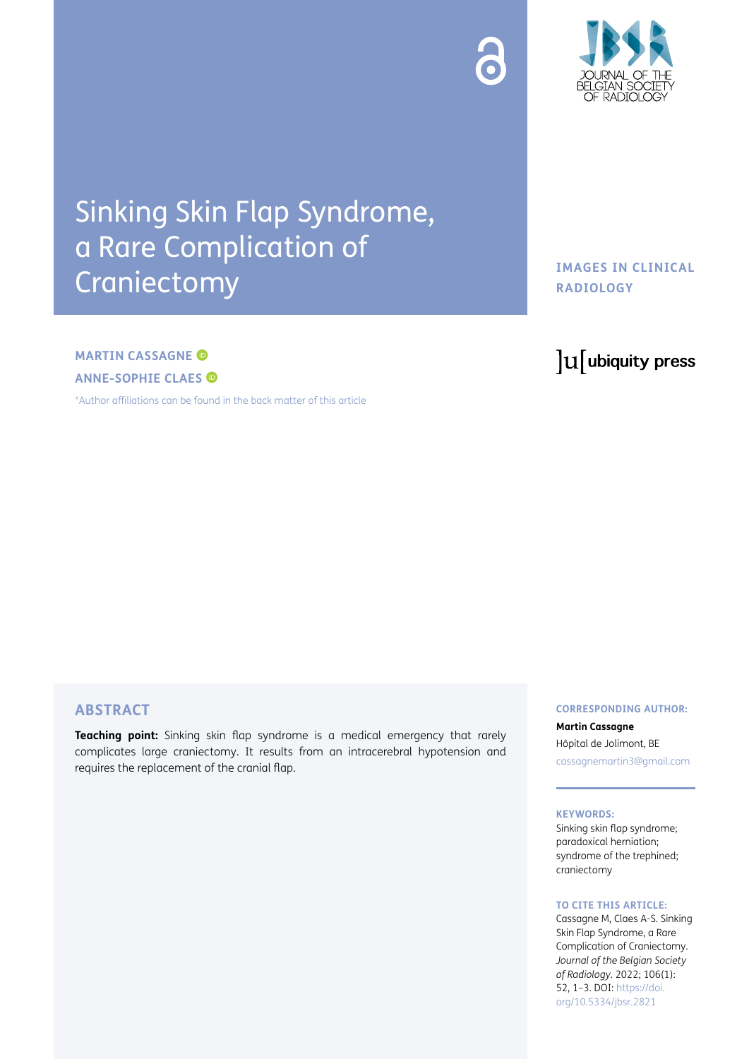# Sinking Skin Flap Syndrome, a Rare Complication of Craniectomy

IMAGES IN CLINICAL RADIOLOGY

**MARTIN CASSAGNE**

**ANNE-SOPHIE CLAES**

*Author affiliations can be found in the back matter of this article

## ABSTRACT

**Teaching point:** Sinking skin flap syndrome is a medical emergency that rarely complicates large craniectomy. It results from an intracerebral hypotension and requires the replacement of the cranial flap.

**CORRESPONDING AUTHOR:**

**Martin Cassagne**

Hôpital de Jolimont, BE

cassagnemartin3@gmail.com

**KEYWORDS:**

Sinking skin flap syndrome; paradoxical herniation; syndrome of the trephined; craniectomy

**TO CITE THIS ARTICLE:**

Cassagne M, Claes A-S. Sinking Skin Flap Syndrome, a Rare Complication of Craniectomy. *Journal of the Belgian Society of Radiology*. 2022; 106(1): 52, 1–3. DOI: https://doi.org/10.5334/jbsr.2821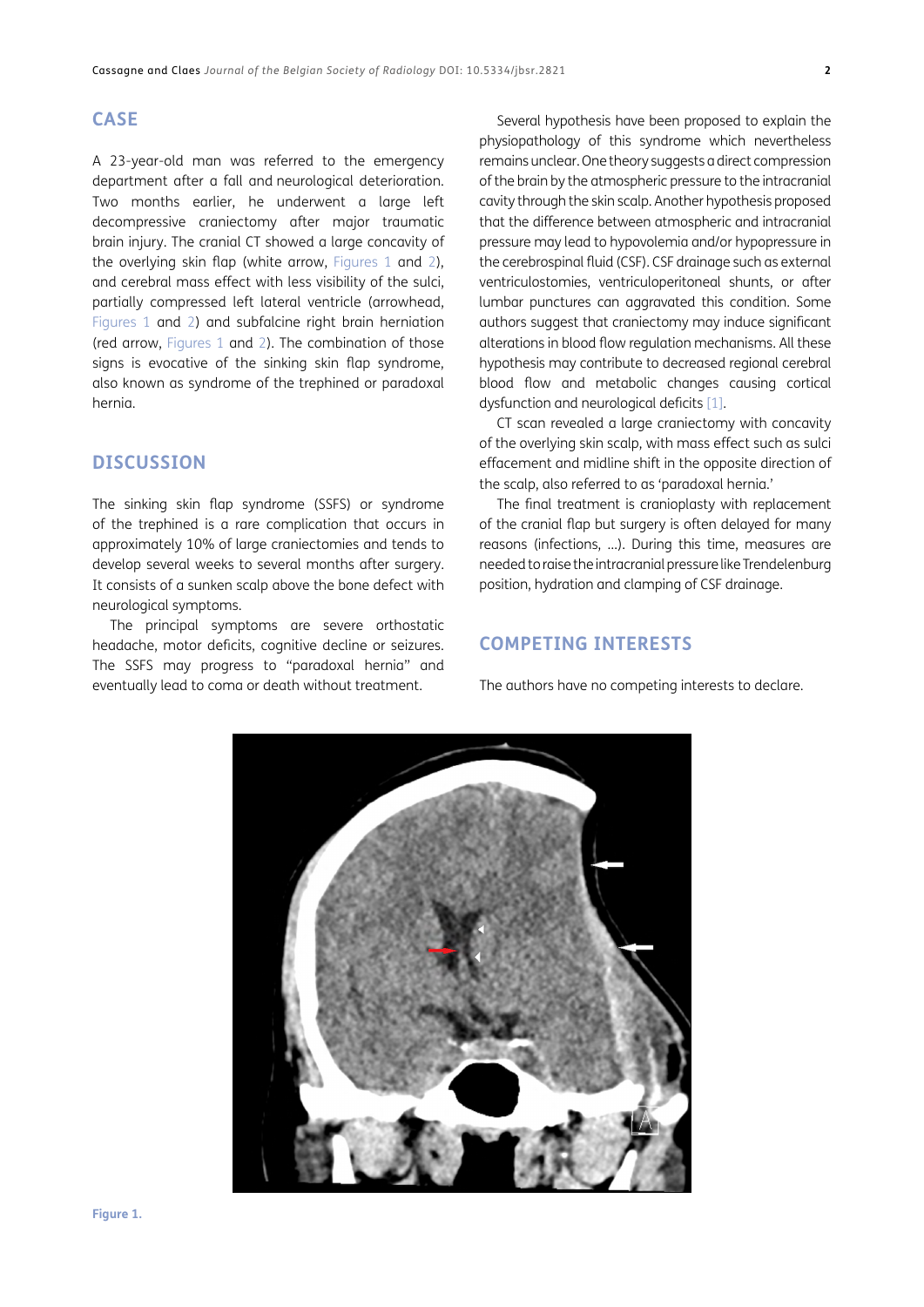## CASE

A 23-year-old man was referred to the emergency department after a fall and neurological deterioration. Two months earlier, he underwent a large left decompressive craniectomy after major traumatic brain injury. The cranial CT showed a large concavity of the overlying skin flap (white arrow, Figures 1 and 2), and cerebral mass effect with less visibility of the sulci, partially compressed left lateral ventricle (arrowhead, Figures 1 and 2) and subfalcine right brain herniation (red arrow, Figures 1 and 2). The combination of those signs is evocative of the sinking skin flap syndrome, also known as syndrome of the trephined or paradoxal hernia.

## DISCUSSION

The sinking skin flap syndrome (SSFS) or syndrome of the trephined is a rare complication that occurs in approximately 10% of large craniectomies and tends to develop several weeks to several months after surgery. It consists of a sunken scalp above the bone defect with neurological symptoms.

The principal symptoms are severe orthostatic headache, motor deficits, cognitive decline or seizures. The SSFS may progress to "paradoxal hernia" and eventually lead to coma or death without treatment.

Several hypothesis have been proposed to explain the physiopathology of this syndrome which nevertheless remains unclear. One theory suggests a direct compression of the brain by the atmospheric pressure to the intracranial cavity through the skin scalp. Another hypothesis proposed that the difference between atmospheric and intracranial pressure may lead to hypovolemia and/or hypopressure in the cerebrospinal fluid (CSF). CSF drainage such as external ventriculostomies, ventriculoperitoneal shunts, or after lumbar punctures can aggravated this condition. Some authors suggest that craniectomy may induce significant alterations in blood flow regulation mechanisms. All these hypothesis may contribute to decreased regional cerebral blood flow and metabolic changes causing cortical dysfunction and neurological deficits [1].

CT scan revealed a large craniectomy with concavity of the overlying skin scalp, with mass effect such as sulci effacement and midline shift in the opposite direction of the scalp, also referred to as 'paradoxal hernia.'

The final treatment is cranioplasty with replacement of the cranial flap but surgery is often delayed for many reasons (infections, …). During this time, measures are needed to raise the intracranial pressure like Trendelenburg position, hydration and clamping of CSF drainage.

## COMPETING INTERESTS

The authors have no competing interests to declare.

**Figure 1.**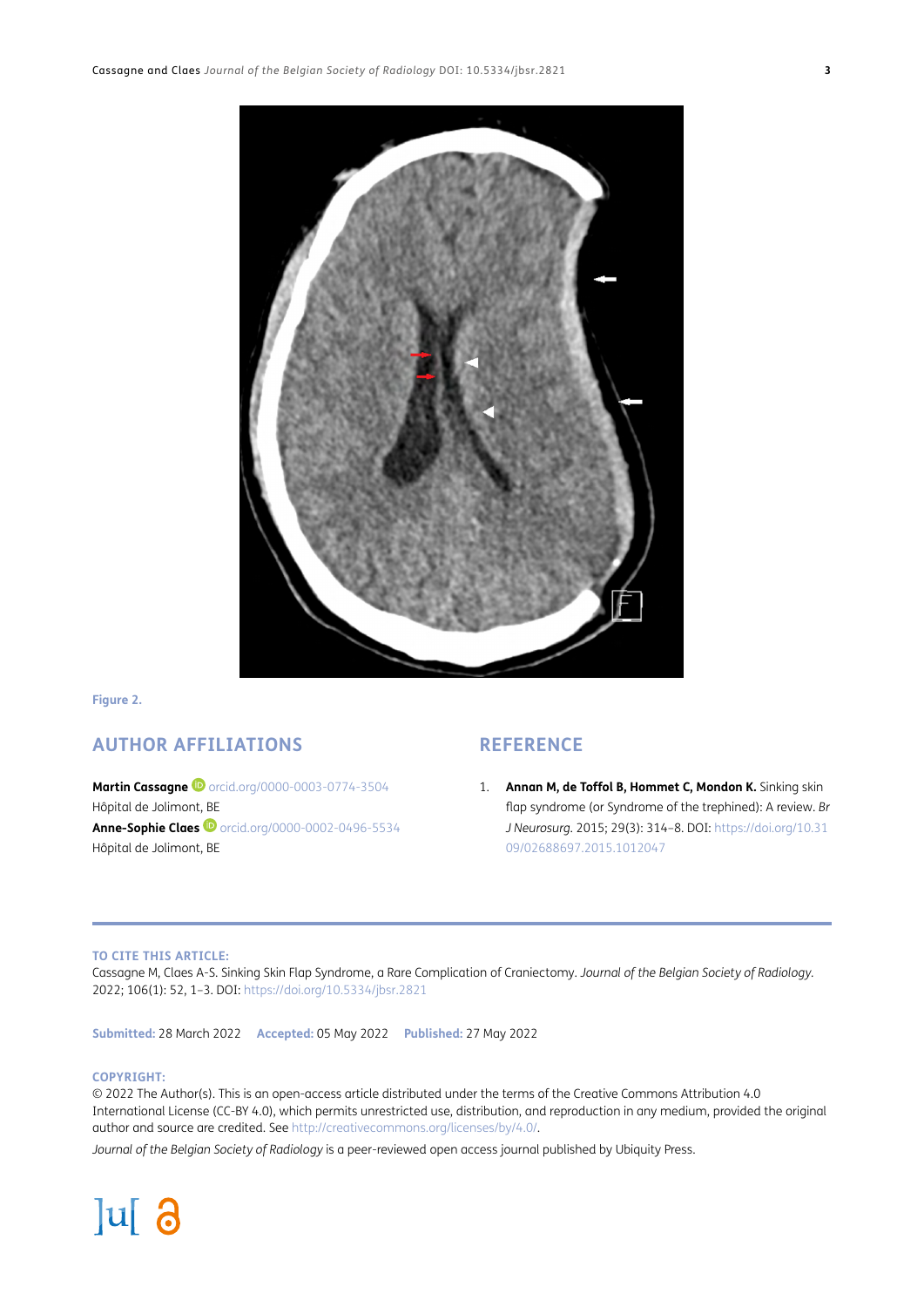Figure 2.

## AUTHOR AFFILIATIONS

**Martin Cassagne** orcid.org/0000-0003-0774-3504
Hôpital de Jolimont, BE

**Anne-Sophie Claes** orcid.org/0000-0002-0496-5534
Hôpital de Jolimont, BE

## REFERENCE

1. **Annan M, de Toffol B, Hommet C, Mondon K.** Sinking skin flap syndrome (or Syndrome of the trephined): A review. *Br J Neurosurg.* 2015; 29(3): 314–8. DOI: https://doi.org/10.3109/02688697.2015.1012047

**TO CITE THIS ARTICLE:**
Cassagne M, Claes A-S. Sinking Skin Flap Syndrome, a Rare Complication of Craniectomy. *Journal of the Belgian Society of Radiology.* 2022; 106(1): 52, 1–3. DOI: https://doi.org/10.5334/jbsr.2821

**Submitted:** 28 March 2022 **Accepted:** 05 May 2022 **Published:** 27 May 2022

**COPYRIGHT:**
© 2022 The Author(s). This is an open-access article distributed under the terms of the Creative Commons Attribution 4.0 International License (CC-BY 4.0), which permits unrestricted use, distribution, and reproduction in any medium, provided the original author and source are credited. See http://creativecommons.org/licenses/by/4.0/.

*Journal of the Belgian Society of Radiology* is a peer-reviewed open access journal published by Ubiquity Press.